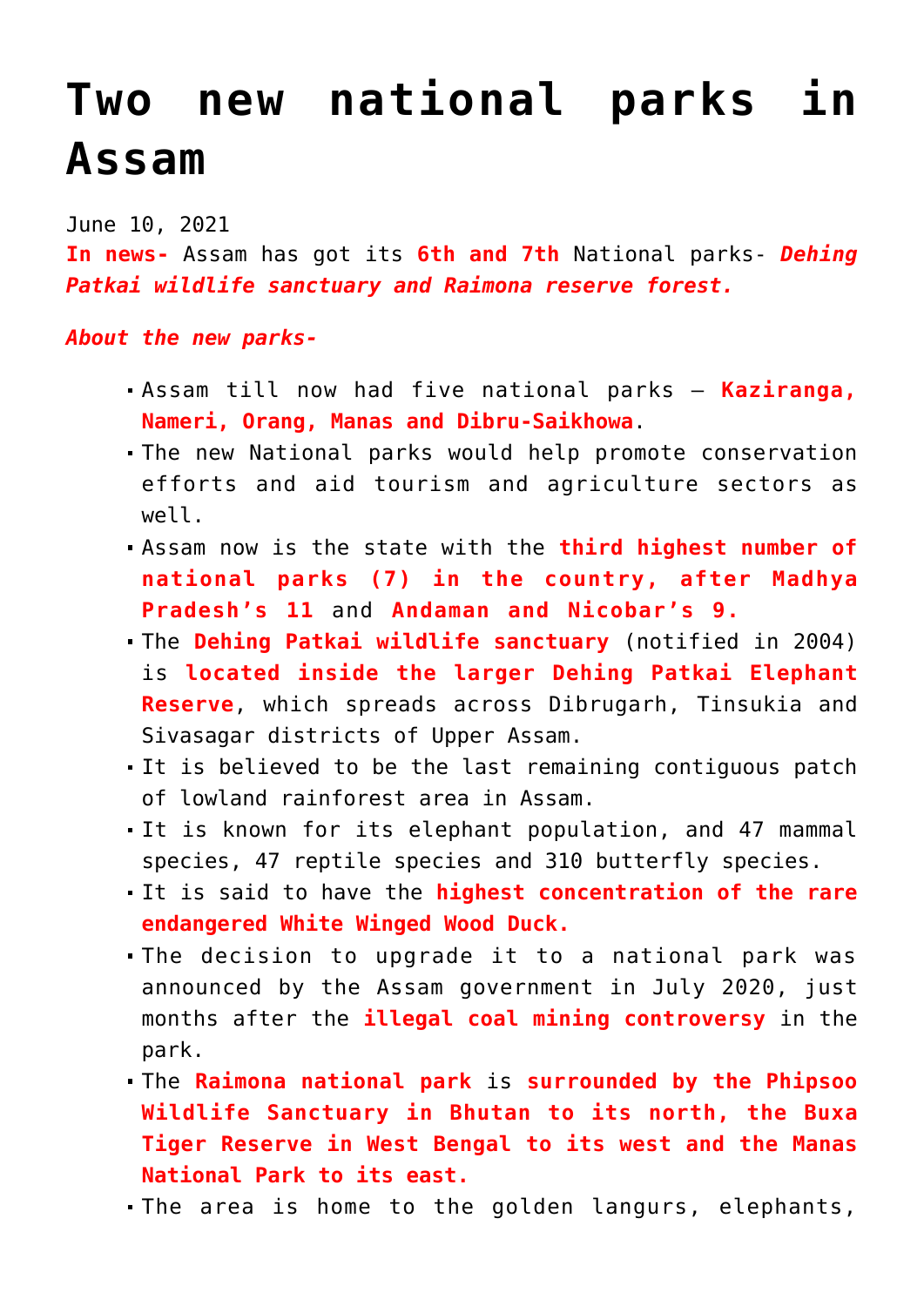# Two new national parks in Assam

June 10, 2021

**In news-** Assam has got its **6th and 7th** National parks- ***Dehing Patkai wildlife sanctuary and Raimona reserve forest.***

***About the new parks-***

- Assam till now had five national parks – **Kaziranga, Nameri, Orang, Manas and Dibru-Saikhowa**.
- The new National parks would help promote conservation efforts and aid tourism and agriculture sectors as well.
- Assam now is the state with the **third highest number of national parks (7) in the country, after Madhya Pradesh's 11** and **Andaman and Nicobar's 9.**
- The **Dehing Patkai wildlife sanctuary** (notified in 2004) is **located inside the larger Dehing Patkai Elephant Reserve**, which spreads across Dibrugarh, Tinsukia and Sivasagar districts of Upper Assam.
- It is believed to be the last remaining contiguous patch of lowland rainforest area in Assam.
- It is known for its elephant population, and 47 mammal species, 47 reptile species and 310 butterfly species.
- It is said to have the **highest concentration of the rare endangered White Winged Wood Duck.**
- The decision to upgrade it to a national park was announced by the Assam government in July 2020, just months after the **illegal coal mining controversy** in the park.
- The **Raimona national park** is **surrounded by the Phipsoo Wildlife Sanctuary in Bhutan to its north, the Buxa Tiger Reserve in West Bengal to its west and the Manas National Park to its east.**
- The area is home to the golden langurs, elephants,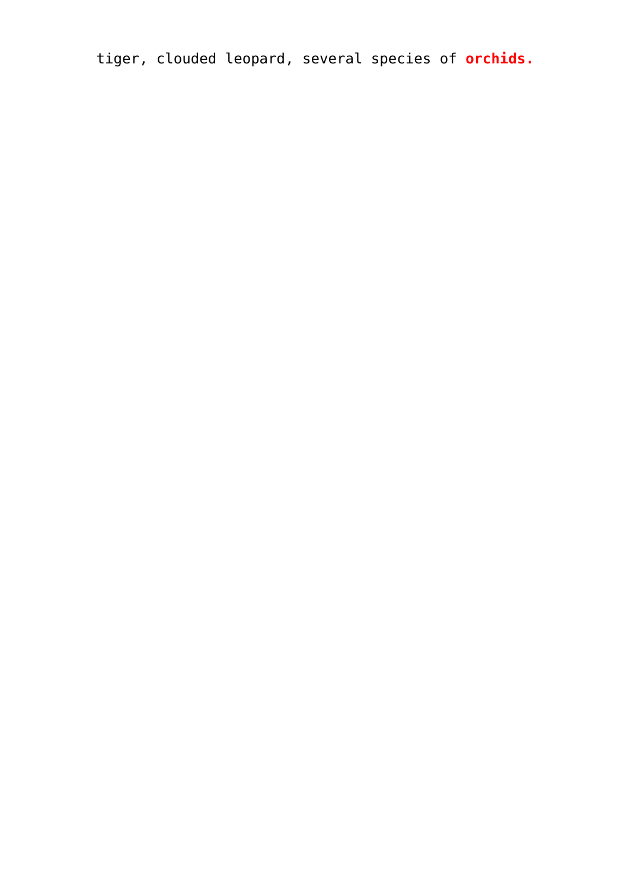tiger, clouded leopard, several species of **orchids.**